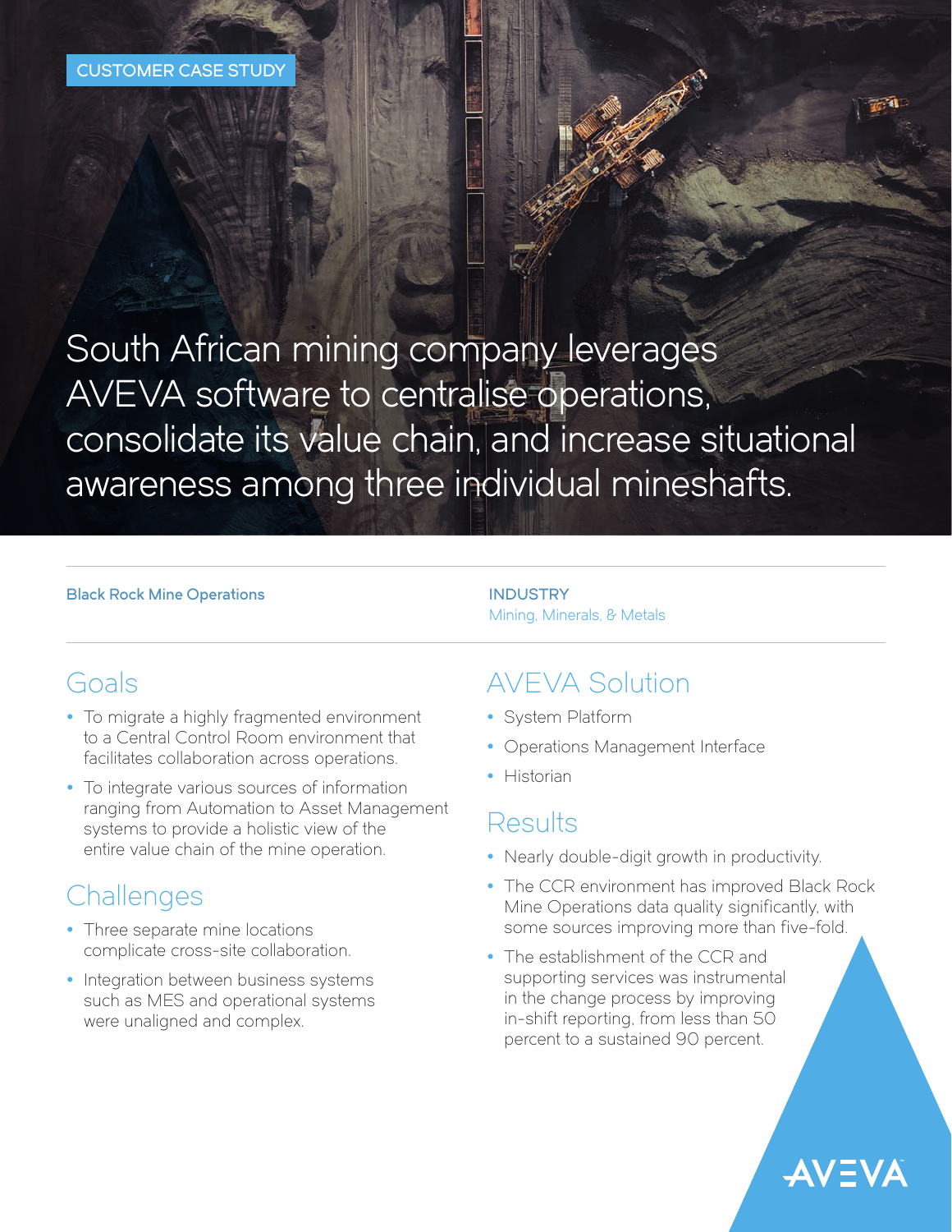CUSTOMER CASE STUDY

# South African mining company leverages AVEVA software to centralise operations, consolidate its value chain, and increase situational awareness among three individual mineshafts.

**Black Rock Mine Operations**

**INDUSTRY**
Mining, Minerals, & Metals

## Goals

- To migrate a highly fragmented environment to a Central Control Room environment that facilitates collaboration across operations.
- To integrate various sources of information ranging from Automation to Asset Management systems to provide a holistic view of the entire value chain of the mine operation.

## Challenges

- Three separate mine locations complicate cross-site collaboration.
- Integration between business systems such as MES and operational systems were unaligned and complex.

## AVEVA Solution

- System Platform
- Operations Management Interface
- Historian

## Results

- Nearly double-digit growth in productivity.
- The CCR environment has improved Black Rock Mine Operations data quality significantly, with some sources improving more than five-fold.
- The establishment of the CCR and supporting services was instrumental in the change process by improving in-shift reporting, from less than 50 percent to a sustained 90 percent.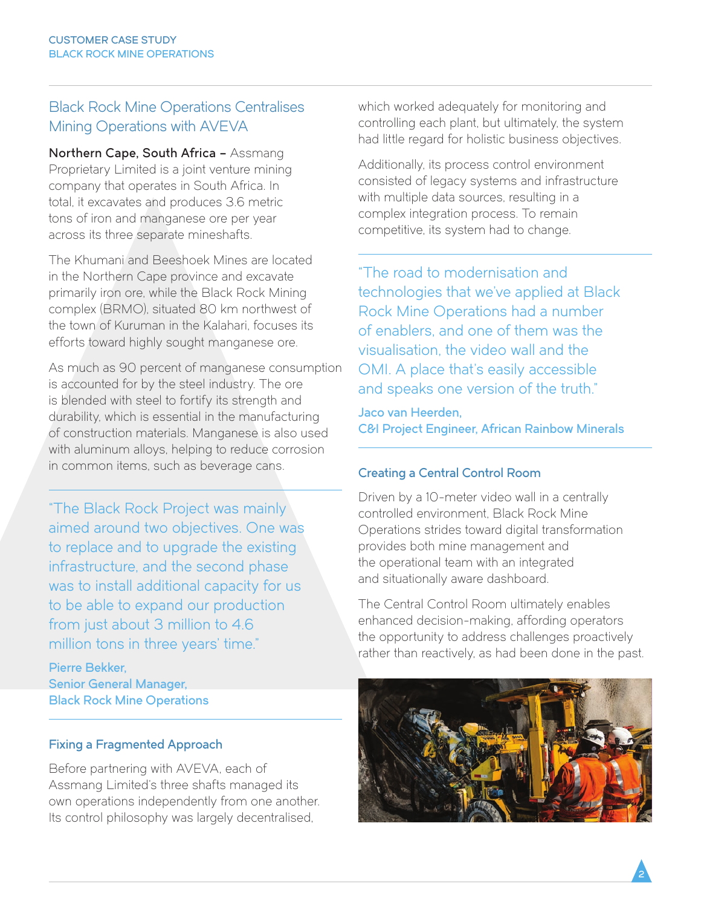## Black Rock Mine Operations Centralises Mining Operations with AVEVA

**Northern Cape, South Africa –** Assmang Proprietary Limited is a joint venture mining company that operates in South Africa. In total, it excavates and produces 3.6 metric tons of iron and manganese ore per year across its three separate mineshafts.

The Khumani and Beeshoek Mines are located in the Northern Cape province and excavate primarily iron ore, while the Black Rock Mining complex (BRMO), situated 80 km northwest of the town of Kuruman in the Kalahari, focuses its efforts toward highly sought manganese ore.

As much as 90 percent of manganese consumption is accounted for by the steel industry. The ore is blended with steel to fortify its strength and durability, which is essential in the manufacturing of construction materials. Manganese is also used with aluminum alloys, helping to reduce corrosion in common items, such as beverage cans.

> "The Black Rock Project was mainly aimed around two objectives. One was to replace and to upgrade the existing infrastructure, and the second phase was to install additional capacity for us to be able to expand our production from just about 3 million to 4.6 million tons in three years' time."
>
> **Pierre Bekker, Senior General Manager, Black Rock Mine Operations**

### Fixing a Fragmented Approach

Before partnering with AVEVA, each of Assmang Limited's three shafts managed its own operations independently from one another. Its control philosophy was largely decentralised, which worked adequately for monitoring and controlling each plant, but ultimately, the system had little regard for holistic business objectives.

Additionally, its process control environment consisted of legacy systems and infrastructure with multiple data sources, resulting in a complex integration process. To remain competitive, its system had to change.

> "The road to modernisation and technologies that we've applied at Black Rock Mine Operations had a number of enablers, and one of them was the visualisation, the video wall and the OMI. A place that's easily accessible and speaks one version of the truth."
>
> **Jaco van Heerden, C&I Project Engineer, African Rainbow Minerals**

### Creating a Central Control Room

Driven by a 10-meter video wall in a centrally controlled environment, Black Rock Mine Operations strides toward digital transformation provides both mine management and the operational team with an integrated and situationally aware dashboard.

The Central Control Room ultimately enables enhanced decision-making, affording operators the opportunity to address challenges proactively rather than reactively, as had been done in the past.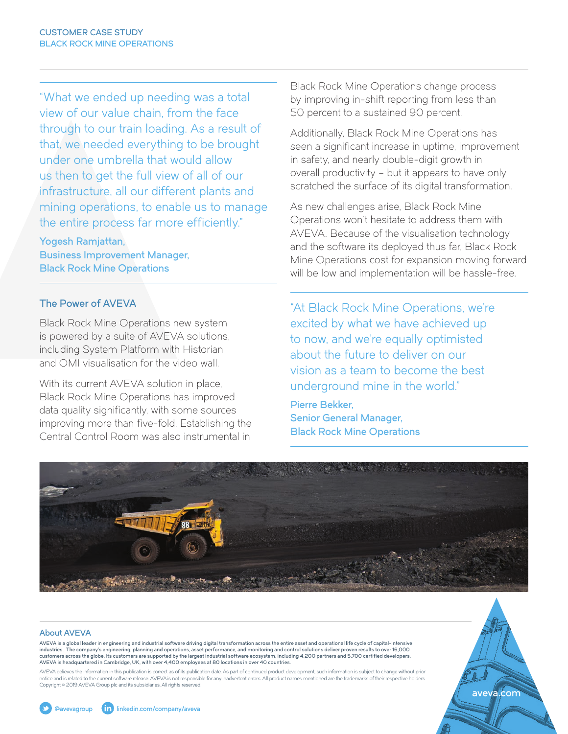> "What we ended up needing was a total view of our value chain, from the face through to our train loading. As a result of that, we needed everything to be brought under one umbrella that would allow us then to get the full view of all of our infrastructure, all our different plants and mining operations, to enable us to manage the entire process far more efficiently."
>
> **Yogesh Ramjattan,**
> **Business Improvement Manager,**
> **Black Rock Mine Operations**

## The Power of AVEVA

Black Rock Mine Operations new system is powered by a suite of AVEVA solutions, including System Platform with Historian and OMI visualisation for the video wall.

With its current AVEVA solution in place, Black Rock Mine Operations has improved data quality significantly, with some sources improving more than five-fold. Establishing the Central Control Room was also instrumental in Black Rock Mine Operations change process by improving in-shift reporting from less than 50 percent to a sustained 90 percent.

Additionally, Black Rock Mine Operations has seen a significant increase in uptime, improvement in safety, and nearly double-digit growth in overall productivity – but it appears to have only scratched the surface of its digital transformation.

As new challenges arise, Black Rock Mine Operations won't hesitate to address them with AVEVA. Because of the visualisation technology and the software its deployed thus far, Black Rock Mine Operations cost for expansion moving forward will be low and implementation will be hassle-free.

> "At Black Rock Mine Operations, we're excited by what we have achieved up to now, and we're equally optimisted about the future to deliver on our vision as a team to become the best underground mine in the world."
>
> **Pierre Bekker,**
> **Senior General Manager,**
> **Black Rock Mine Operations**

### About AVEVA

AVEVA is a global leader in engineering and industrial software driving digital transformation across the entire asset and operational life cycle of capital-intensive industries. The company's engineering, planning and operations, asset performance, and monitoring and control solutions deliver proven results to over 16,000 customers across the globe. Its customers are supported by the largest industrial software ecosystem, including 4,200 partners and 5,700 certified developers. AVEVA is headquartered in Cambridge, UK, with over 4,400 employees at 80 locations in over 40 countries.

AVEVA believes the information in this publication is correct as of its publication date. As part of continued product development, such information is subject to change without prior notice and is related to the current software release. AVEVA is not responsible for any inadvertent errors. All product names mentioned are the trademarks of their respective holders. Copyright © 2019 AVEVA Group plc and its subsidiaries. All rights reserved.

@avevagroup linkedin.com/company/aveva

aveva.com